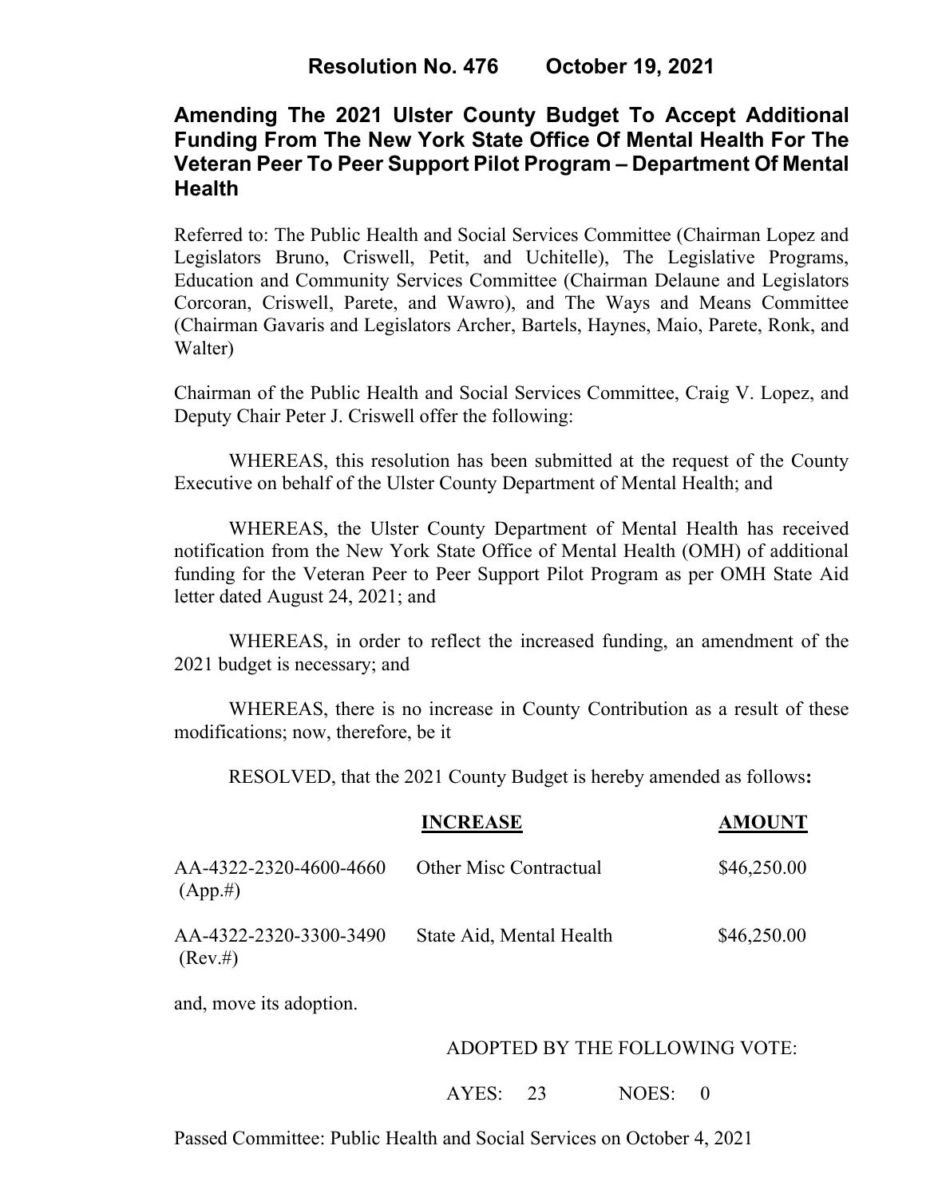**Resolution No. 476 October 19, 2021**

# Amending The 2021 Ulster County Budget To Accept Additional Funding From The New York State Office Of Mental Health For The Veteran Peer To Peer Support Pilot Program – Department Of Mental Health

Referred to: The Public Health and Social Services Committee (Chairman Lopez and Legislators Bruno, Criswell, Petit, and Uchitelle), The Legislative Programs, Education and Community Services Committee (Chairman Delaune and Legislators Corcoran, Criswell, Parete, and Wawro), and The Ways and Means Committee (Chairman Gavaris and Legislators Archer, Bartels, Haynes, Maio, Parete, Ronk, and Walter)

Chairman of the Public Health and Social Services Committee, Craig V. Lopez, and Deputy Chair Peter J. Criswell offer the following:

WHEREAS, this resolution has been submitted at the request of the County Executive on behalf of the Ulster County Department of Mental Health; and

WHEREAS, the Ulster County Department of Mental Health has received notification from the New York State Office of Mental Health (OMH) of additional funding for the Veteran Peer to Peer Support Pilot Program as per OMH State Aid letter dated August 24, 2021; and

WHEREAS, in order to reflect the increased funding, an amendment of the 2021 budget is necessary; and

WHEREAS, there is no increase in County Contribution as a result of these modifications; now, therefore, be it

RESOLVED, that the 2021 County Budget is hereby amended as follows**:**

| | **INCREASE** | **AMOUNT** |
|---|---|---|
| AA-4322-2320-4600-4660 (App.#) | Other Misc Contractual | $46,250.00 |
| AA-4322-2320-3300-3490 (Rev.#) | State Aid, Mental Health | $46,250.00 |

and, move its adoption.

ADOPTED BY THE FOLLOWING VOTE:

AYES: 23 NOES: 0

Passed Committee: Public Health and Social Services on October 4, 2021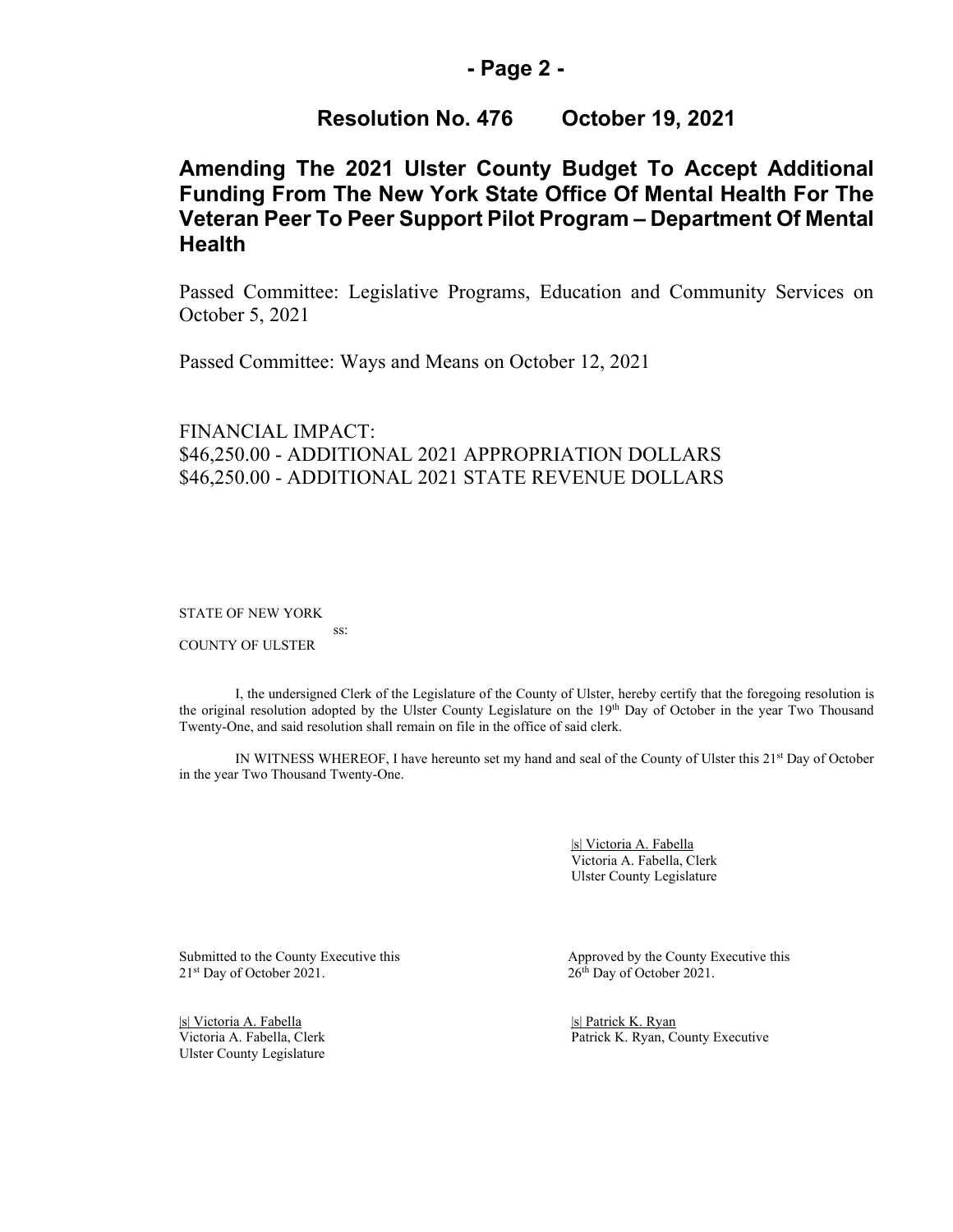## Resolution No. 476 October 19, 2021

## Amending The 2021 Ulster County Budget To Accept Additional Funding From The New York State Office Of Mental Health For The Veteran Peer To Peer Support Pilot Program – Department Of Mental Health

Passed Committee: Legislative Programs, Education and Community Services on October 5, 2021

Passed Committee: Ways and Means on October 12, 2021

FINANCIAL IMPACT:
$46,250.00 - ADDITIONAL 2021 APPROPRIATION DOLLARS
$46,250.00 - ADDITIONAL 2021 STATE REVENUE DOLLARS

STATE OF NEW YORK
ss:
COUNTY OF ULSTER

I, the undersigned Clerk of the Legislature of the County of Ulster, hereby certify that the foregoing resolution is the original resolution adopted by the Ulster County Legislature on the 19th Day of October in the year Two Thousand Twenty-One, and said resolution shall remain on file in the office of said clerk.

IN WITNESS WHEREOF, I have hereunto set my hand and seal of the County of Ulster this 21st Day of October in the year Two Thousand Twenty-One.

|s| Victoria A. Fabella
Victoria A. Fabella, Clerk
Ulster County Legislature

Submitted to the County Executive this 21st Day of October 2021.

|s| Victoria A. Fabella
Victoria A. Fabella, Clerk
Ulster County Legislature

Approved by the County Executive this 26th Day of October 2021.

|s| Patrick K. Ryan
Patrick K. Ryan, County Executive